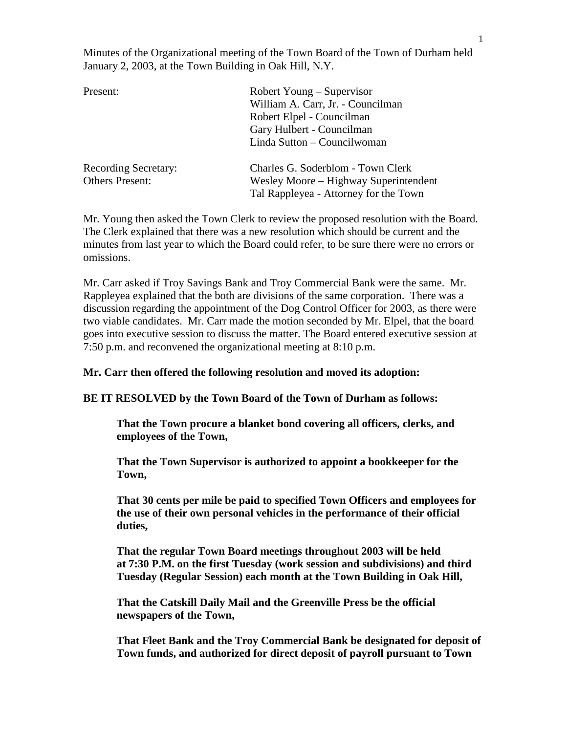Minutes of the Organizational meeting of the Town Board of the Town of Durham held January 2, 2003, at the Town Building in Oak Hill, N.Y.

| | |
|---|---|
| Present: | Robert Young – Supervisor |
| | William A. Carr, Jr. - Councilman |
| | Robert Elpel - Councilman |
| | Gary Hulbert - Councilman |
| | Linda Sutton – Councilwoman |
| Recording Secretary: | Charles G. Soderblom - Town Clerk |
| Others Present: | Wesley Moore – Highway Superintendent |
| | Tal Rappleyea - Attorney for the Town |

Mr. Young then asked the Town Clerk to review the proposed resolution with the Board. The Clerk explained that there was a new resolution which should be current and the minutes from last year to which the Board could refer, to be sure there were no errors or omissions.

Mr. Carr asked if Troy Savings Bank and Troy Commercial Bank were the same. Mr. Rappleyea explained that the both are divisions of the same corporation. There was a discussion regarding the appointment of the Dog Control Officer for 2003, as there were two viable candidates. Mr. Carr made the motion seconded by Mr. Elpel, that the board goes into executive session to discuss the matter. The Board entered executive session at 7:50 p.m. and reconvened the organizational meeting at 8:10 p.m.

**Mr. Carr then offered the following resolution and moved its adoption:**

**BE IT RESOLVED by the Town Board of the Town of Durham as follows:**

> **That the Town procure a blanket bond covering all officers, clerks, and employees of the Town,**
>
> **That the Town Supervisor is authorized to appoint a bookkeeper for the Town,**
>
> **That 30 cents per mile be paid to specified Town Officers and employees for the use of their own personal vehicles in the performance of their official duties,**
>
> **That the regular Town Board meetings throughout 2003 will be held at 7:30 P.M. on the first Tuesday (work session and subdivisions) and third Tuesday (Regular Session) each month at the Town Building in Oak Hill,**
>
> **That the Catskill Daily Mail and the Greenville Press be the official newspapers of the Town,**
>
> **That Fleet Bank and the Troy Commercial Bank be designated for deposit of Town funds, and authorized for direct deposit of payroll pursuant to Town**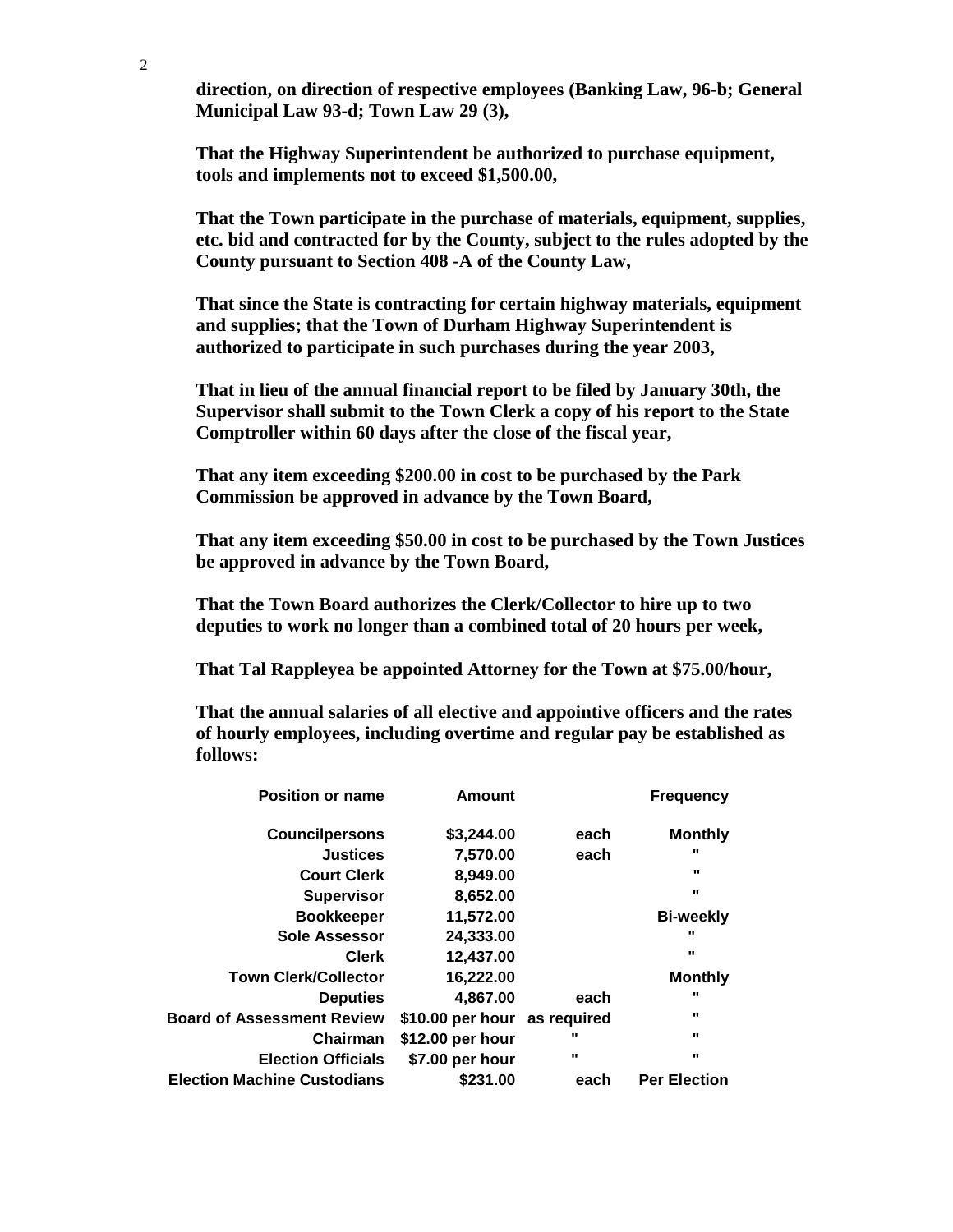**direction, on direction of respective employees (Banking Law, 96-b; General Municipal Law 93-d; Town Law 29 (3),**

**That the Highway Superintendent be authorized to purchase equipment, tools and implements not to exceed $1,500.00,**

**That the Town participate in the purchase of materials, equipment, supplies, etc. bid and contracted for by the County, subject to the rules adopted by the County pursuant to Section 408 -A of the County Law,**

**That since the State is contracting for certain highway materials, equipment and supplies; that the Town of Durham Highway Superintendent is authorized to participate in such purchases during the year 2003,**

**That in lieu of the annual financial report to be filed by January 30th, the Supervisor shall submit to the Town Clerk a copy of his report to the State Comptroller within 60 days after the close of the fiscal year,**

**That any item exceeding $200.00 in cost to be purchased by the Park Commission be approved in advance by the Town Board,**

**That any item exceeding $50.00 in cost to be purchased by the Town Justices be approved in advance by the Town Board,**

**That the Town Board authorizes the Clerk/Collector to hire up to two deputies to work no longer than a combined total of 20 hours per week,**

**That Tal Rappleyea be appointed Attorney for the Town at $75.00/hour,**

**That the annual salaries of all elective and appointive officers and the rates of hourly employees, including overtime and regular pay be established as follows:**

| Position or name | Amount | | Frequency |
|---|---|---|---|
| Councilpersons | $3,244.00 | each | Monthly |
| Justices | 7,570.00 | each | " |
| Court Clerk | 8,949.00 | | " |
| Supervisor | 8,652.00 | | " |
| Bookkeeper | 11,572.00 | | Bi-weekly |
| Sole Assessor | 24,333.00 | | " |
| Clerk | 12,437.00 | | " |
| Town Clerk/Collector | 16,222.00 | | Monthly |
| Deputies | 4,867.00 | each | " |
| Board of Assessment Review | $10.00 per hour | as required | " |
| Chairman | $12.00 per hour | " | " |
| Election Officials | $7.00 per hour | " | " |
| Election Machine Custodians | $231.00 | each | Per Election |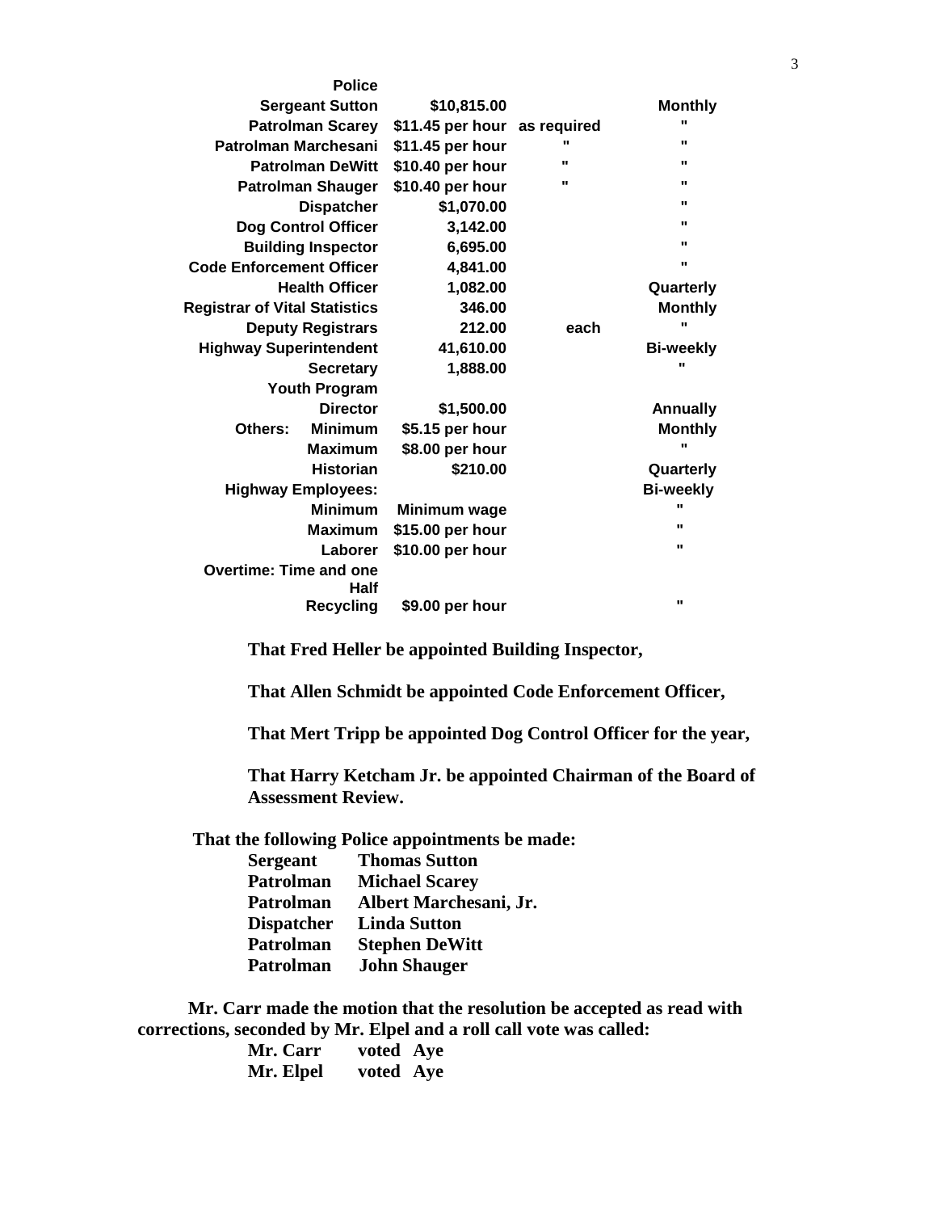| | | | |
|---|---|---|---|
| **Police** | | | |
| **Sergeant Sutton** | **$10,815.00** | | **Monthly** |
| **Patrolman Scarey** | **$11.45 per hour** | **as required** | **"** |
| **Patrolman Marchesani** | **$11.45 per hour** | **"** | **"** |
| **Patrolman DeWitt** | **$10.40 per hour** | **"** | **"** |
| **Patrolman Shauger** | **$10.40 per hour** | **"** | **"** |
| **Dispatcher** | **$1,070.00** | | **"** |
| **Dog Control Officer** | **3,142.00** | | **"** |
| **Building Inspector** | **6,695.00** | | **"** |
| **Code Enforcement Officer** | **4,841.00** | | **"** |
| **Health Officer** | **1,082.00** | | **Quarterly** |
| **Registrar of Vital Statistics** | **346.00** | | **Monthly** |
| **Deputy Registrars** | **212.00** | **each** | **"** |
| **Highway Superintendent** | **41,610.00** | | **Bi-weekly** |
| **Secretary** | **1,888.00** | | **"** |
| **Youth Program** | | | |
| **Director** | **$1,500.00** | | **Annually** |
| **Others: Minimum** | **$5.15 per hour** | | **Monthly** |
| **Maximum** | **$8.00 per hour** | | **"** |
| **Historian** | **$210.00** | | **Quarterly** |
| **Highway Employees:** | | | **Bi-weekly** |
| **Minimum** | **Minimum wage** | | **"** |
| **Maximum** | **$15.00 per hour** | | **"** |
| **Laborer** | **$10.00 per hour** | | **"** |
| **Overtime: Time and one Half** | | | |
| **Recycling** | **$9.00 per hour** | | **"** |

**That Fred Heller be appointed Building Inspector,**

**That Allen Schmidt be appointed Code Enforcement Officer,**

**That Mert Tripp be appointed Dog Control Officer for the year,**

**That Harry Ketcham Jr. be appointed Chairman of the Board of Assessment Review.**

**That the following Police appointments be made:**

| | |
|---|---|
| **Sergeant** | **Thomas Sutton** |
| **Patrolman** | **Michael Scarey** |
| **Patrolman** | **Albert Marchesani, Jr.** |
| **Dispatcher** | **Linda Sutton** |
| **Patrolman** | **Stephen DeWitt** |
| **Patrolman** | **John Shauger** |

**Mr. Carr made the motion that the resolution be accepted as read with corrections, seconded by Mr. Elpel and a roll call vote was called:**

**Mr. Carr voted Aye**
**Mr. Elpel voted Aye**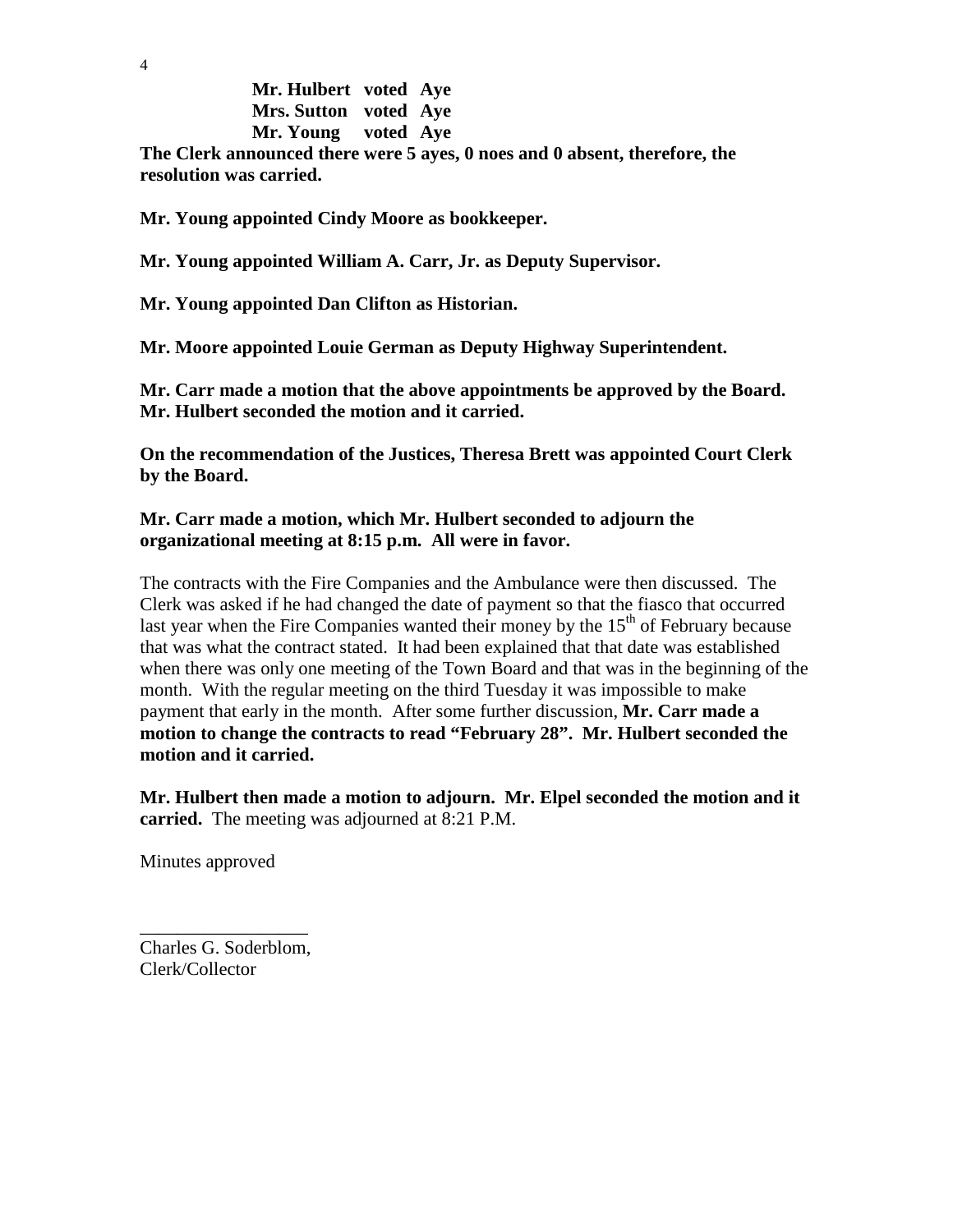**Mr. Hulbert voted Aye**
**Mrs. Sutton voted Aye**
**Mr. Young voted Aye**

**The Clerk announced there were 5 ayes, 0 noes and 0 absent, therefore, the resolution was carried.**

**Mr. Young appointed Cindy Moore as bookkeeper.**

**Mr. Young appointed William A. Carr, Jr. as Deputy Supervisor.**

**Mr. Young appointed Dan Clifton as Historian.**

**Mr. Moore appointed Louie German as Deputy Highway Superintendent.**

**Mr. Carr made a motion that the above appointments be approved by the Board. Mr. Hulbert seconded the motion and it carried.**

**On the recommendation of the Justices, Theresa Brett was appointed Court Clerk by the Board.**

**Mr. Carr made a motion, which Mr. Hulbert seconded to adjourn the organizational meeting at 8:15 p.m. All were in favor.**

The contracts with the Fire Companies and the Ambulance were then discussed. The Clerk was asked if he had changed the date of payment so that the fiasco that occurred last year when the Fire Companies wanted their money by the 15th of February because that was what the contract stated. It had been explained that that date was established when there was only one meeting of the Town Board and that was in the beginning of the month. With the regular meeting on the third Tuesday it was impossible to make payment that early in the month. After some further discussion, **Mr. Carr made a motion to change the contracts to read "February 28". Mr. Hulbert seconded the motion and it carried.**

**Mr. Hulbert then made a motion to adjourn. Mr. Elpel seconded the motion and it carried.** The meeting was adjourned at 8:21 P.M.

Minutes approved

\_\_\_\_\_\_\_\_\_\_\_\_\_\_\_\_\_\_
Charles G. Soderblom,
Clerk/Collector